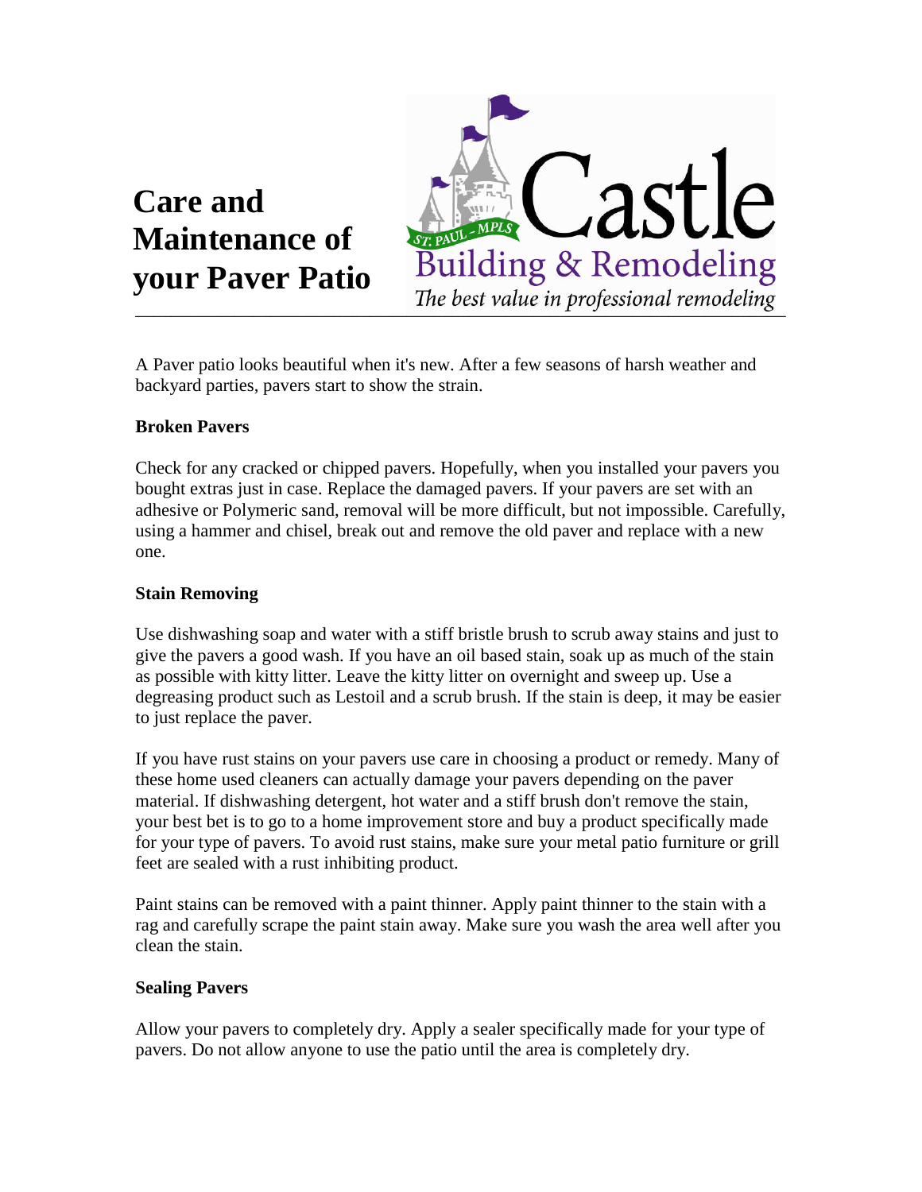# Care and Maintenance of your Paver Patio

Castle
Building & Remodeling
*The best value in professional remodeling*

---

A Paver patio looks beautiful when it's new. After a few seasons of harsh weather and backyard parties, pavers start to show the strain.

**Broken Pavers**

Check for any cracked or chipped pavers. Hopefully, when you installed your pavers you bought extras just in case. Replace the damaged pavers. If your pavers are set with an adhesive or Polymeric sand, removal will be more difficult, but not impossible. Carefully, using a hammer and chisel, break out and remove the old paver and replace with a new one.

**Stain Removing**

Use dishwashing soap and water with a stiff bristle brush to scrub away stains and just to give the pavers a good wash. If you have an oil based stain, soak up as much of the stain as possible with kitty litter. Leave the kitty litter on overnight and sweep up. Use a degreasing product such as Lestoil and a scrub brush. If the stain is deep, it may be easier to just replace the paver.

If you have rust stains on your pavers use care in choosing a product or remedy. Many of these home used cleaners can actually damage your pavers depending on the paver material. If dishwashing detergent, hot water and a stiff brush don't remove the stain, your best bet is to go to a home improvement store and buy a product specifically made for your type of pavers. To avoid rust stains, make sure your metal patio furniture or grill feet are sealed with a rust inhibiting product.

Paint stains can be removed with a paint thinner. Apply paint thinner to the stain with a rag and carefully scrape the paint stain away. Make sure you wash the area well after you clean the stain.

**Sealing Pavers**

Allow your pavers to completely dry. Apply a sealer specifically made for your type of pavers. Do not allow anyone to use the patio until the area is completely dry.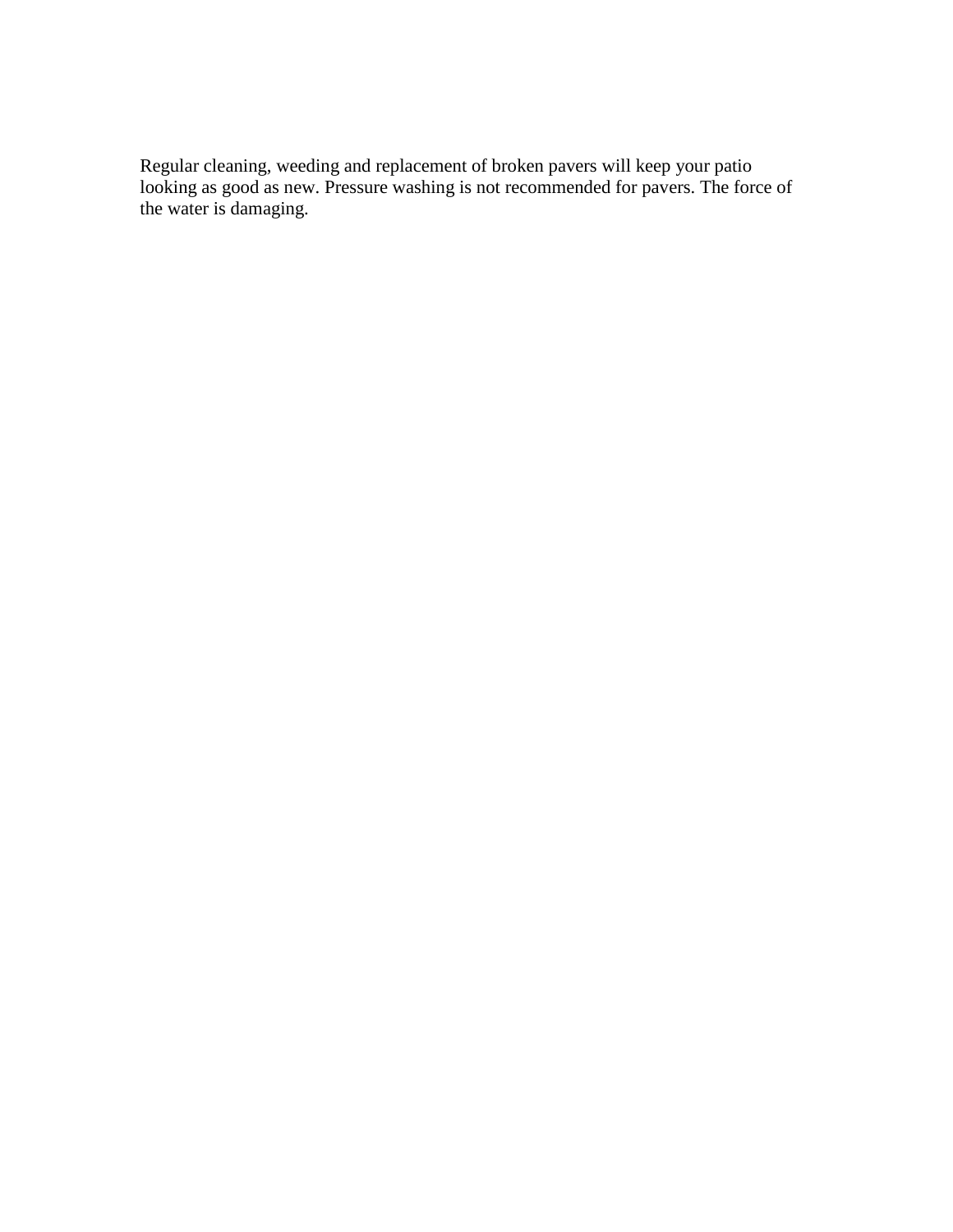Regular cleaning, weeding and replacement of broken pavers will keep your patio looking as good as new. Pressure washing is not recommended for pavers. The force of the water is damaging.